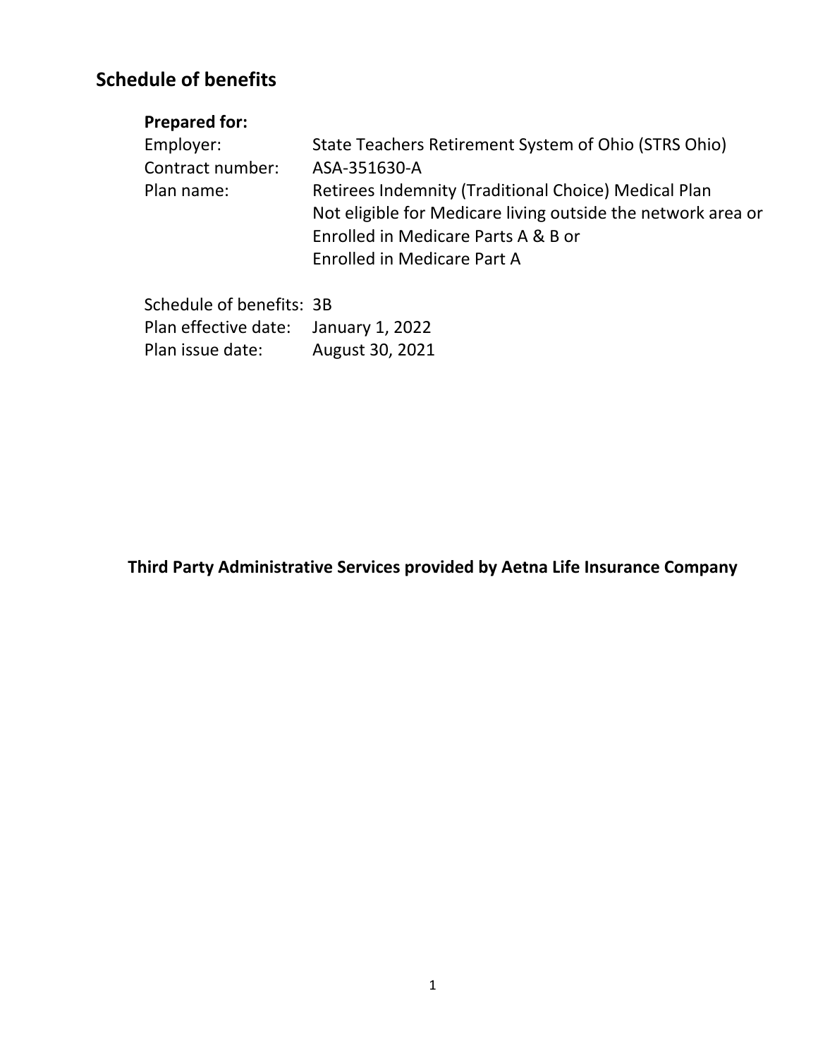# Schedule of benefits

**Prepared for:**

| | |
|---|---|
| Employer: | State Teachers Retirement System of Ohio (STRS Ohio) |
| Contract number: | ASA-351630-A |
| Plan name: | Retirees Indemnity (Traditional Choice) Medical Plan<br>Not eligible for Medicare living outside the network area or<br>Enrolled in Medicare Parts A & B or<br>Enrolled in Medicare Part A |

| | |
|---|---|
| Schedule of benefits: | 3B |
| Plan effective date: | January 1, 2022 |
| Plan issue date: | August 30, 2021 |

**Third Party Administrative Services provided by Aetna Life Insurance Company**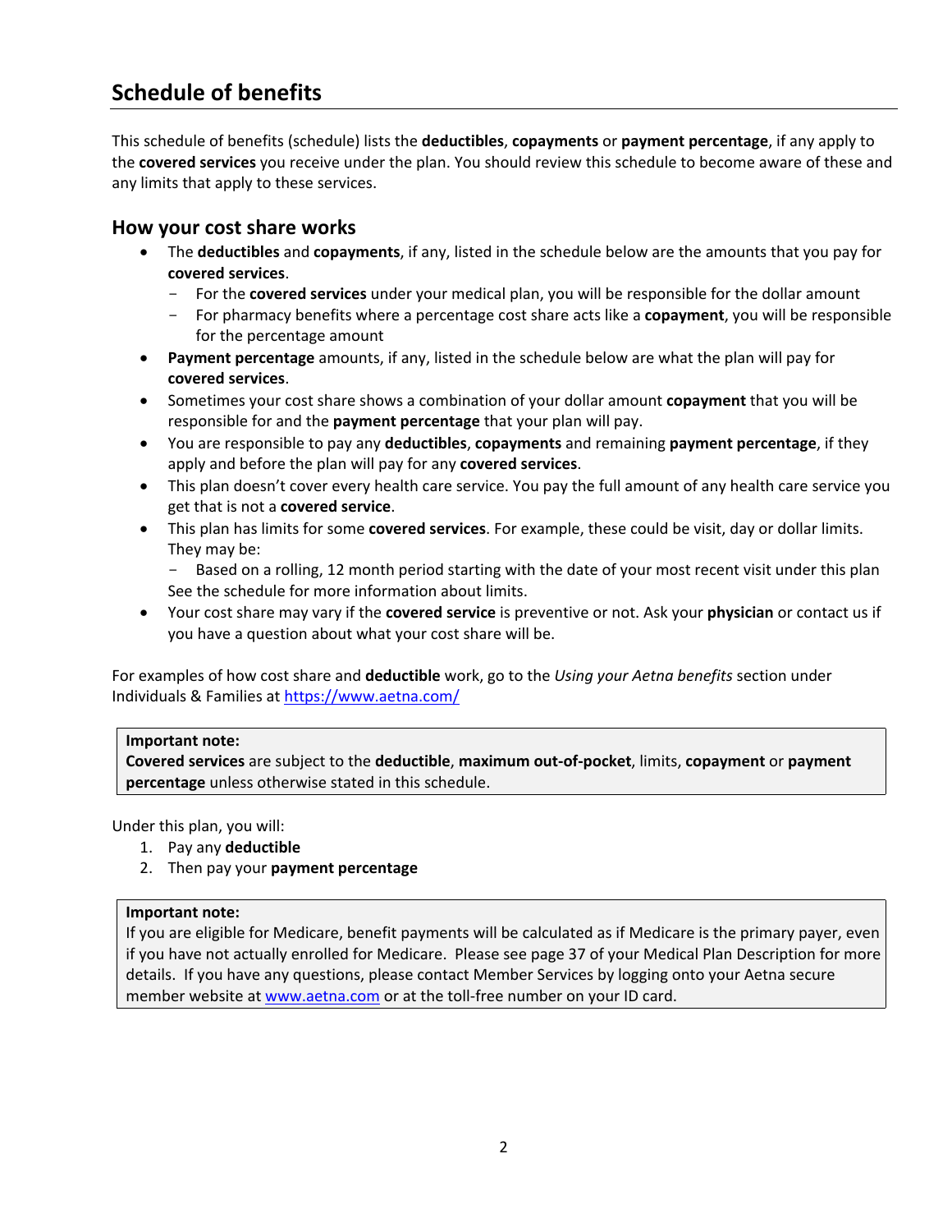## Schedule of benefits

This schedule of benefits (schedule) lists the **deductibles**, **copayments** or **payment percentage**, if any apply to the **covered services** you receive under the plan. You should review this schedule to become aware of these and any limits that apply to these services.

### How your cost share works

- The **deductibles** and **copayments**, if any, listed in the schedule below are the amounts that you pay for **covered services**.
  - For the **covered services** under your medical plan, you will be responsible for the dollar amount
  - For pharmacy benefits where a percentage cost share acts like a **copayment**, you will be responsible for the percentage amount
- **Payment percentage** amounts, if any, listed in the schedule below are what the plan will pay for **covered services**.
- Sometimes your cost share shows a combination of your dollar amount **copayment** that you will be responsible for and the **payment percentage** that your plan will pay.
- You are responsible to pay any **deductibles**, **copayments** and remaining **payment percentage**, if they apply and before the plan will pay for any **covered services**.
- This plan doesn't cover every health care service. You pay the full amount of any health care service you get that is not a **covered service**.
- This plan has limits for some **covered services**. For example, these could be visit, day or dollar limits. They may be:
  - Based on a rolling, 12 month period starting with the date of your most recent visit under this plan

  See the schedule for more information about limits.
- Your cost share may vary if the **covered service** is preventive or not. Ask your **physician** or contact us if you have a question about what your cost share will be.

For examples of how cost share and **deductible** work, go to the *Using your Aetna benefits* section under Individuals & Families at https://www.aetna.com/

> **Important note:**
> **Covered services** are subject to the **deductible**, **maximum out-of-pocket**, limits, **copayment** or **payment percentage** unless otherwise stated in this schedule.

Under this plan, you will:

1. Pay any **deductible**
2. Then pay your **payment percentage**

> **Important note:**
> If you are eligible for Medicare, benefit payments will be calculated as if Medicare is the primary payer, even if you have not actually enrolled for Medicare. Please see page 37 of your Medical Plan Description for more details. If you have any questions, please contact Member Services by logging onto your Aetna secure member website at www.aetna.com or at the toll-free number on your ID card.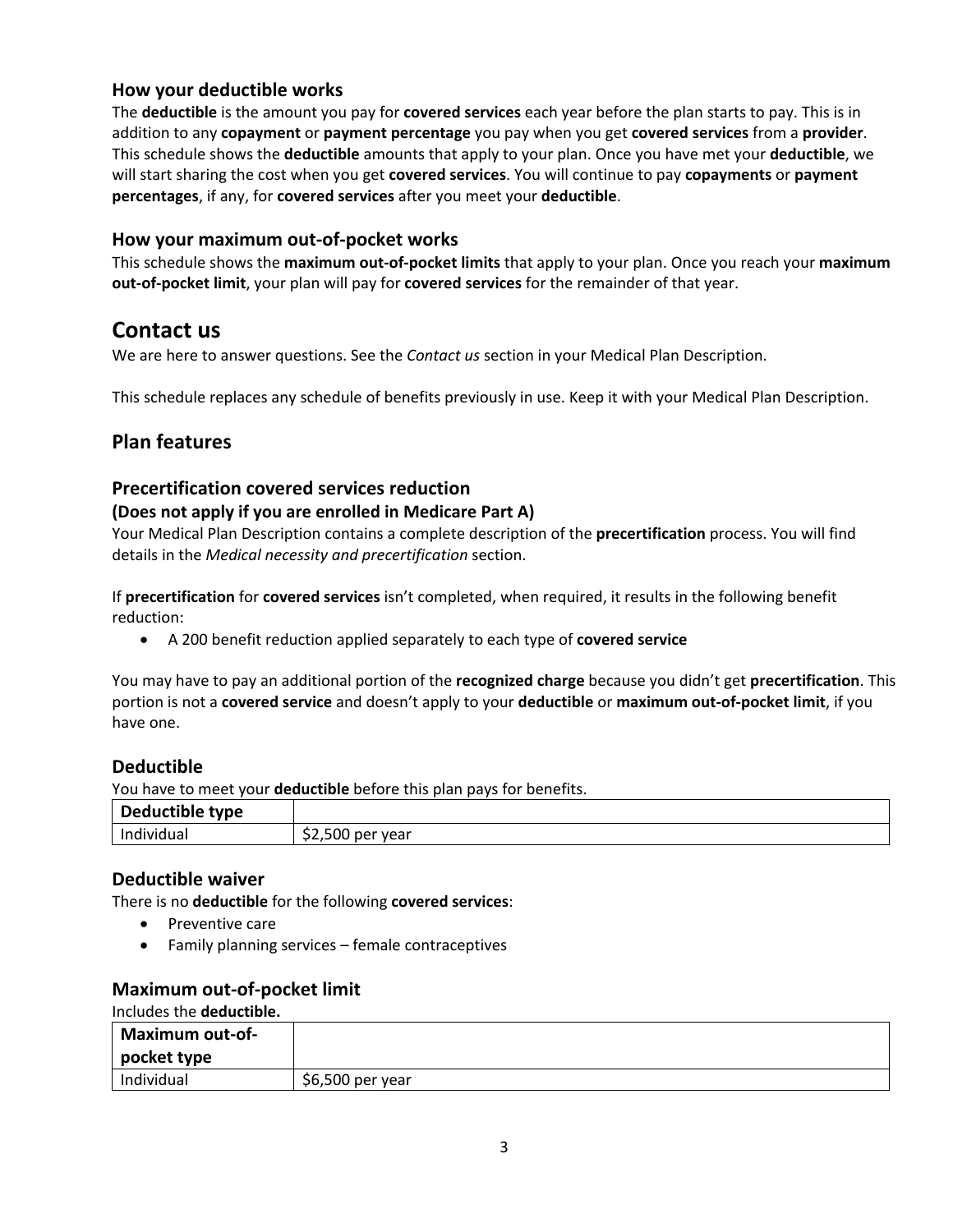### How your deductible works

The **deductible** is the amount you pay for **covered services** each year before the plan starts to pay. This is in addition to any **copayment** or **payment percentage** you pay when you get **covered services** from a **provider**. This schedule shows the **deductible** amounts that apply to your plan. Once you have met your **deductible**, we will start sharing the cost when you get **covered services**. You will continue to pay **copayments** or **payment percentages**, if any, for **covered services** after you meet your **deductible**.

### How your maximum out-of-pocket works

This schedule shows the **maximum out-of-pocket limits** that apply to your plan. Once you reach your **maximum out-of-pocket limit**, your plan will pay for **covered services** for the remainder of that year.

## Contact us

We are here to answer questions. See the *Contact us* section in your Medical Plan Description.

This schedule replaces any schedule of benefits previously in use. Keep it with your Medical Plan Description.

## Plan features

### Precertification covered services reduction

**(Does not apply if you are enrolled in Medicare Part A)**

Your Medical Plan Description contains a complete description of the **precertification** process. You will find details in the *Medical necessity and precertification* section.

If **precertification** for **covered services** isn't completed, when required, it results in the following benefit reduction:

- A 200 benefit reduction applied separately to each type of **covered service**

You may have to pay an additional portion of the **recognized charge** because you didn't get **precertification**. This portion is not a **covered service** and doesn't apply to your **deductible** or **maximum out-of-pocket limit**, if you have one.

### Deductible

You have to meet your **deductible** before this plan pays for benefits.

| Deductible type | |
|---|---|
| Individual | $2,500 per year |

### Deductible waiver

There is no **deductible** for the following **covered services**:

- Preventive care
- Family planning services – female contraceptives

### Maximum out-of-pocket limit

Includes the **deductible.**

| Maximum out-of-pocket type | |
|---|---|
| Individual | $6,500 per year |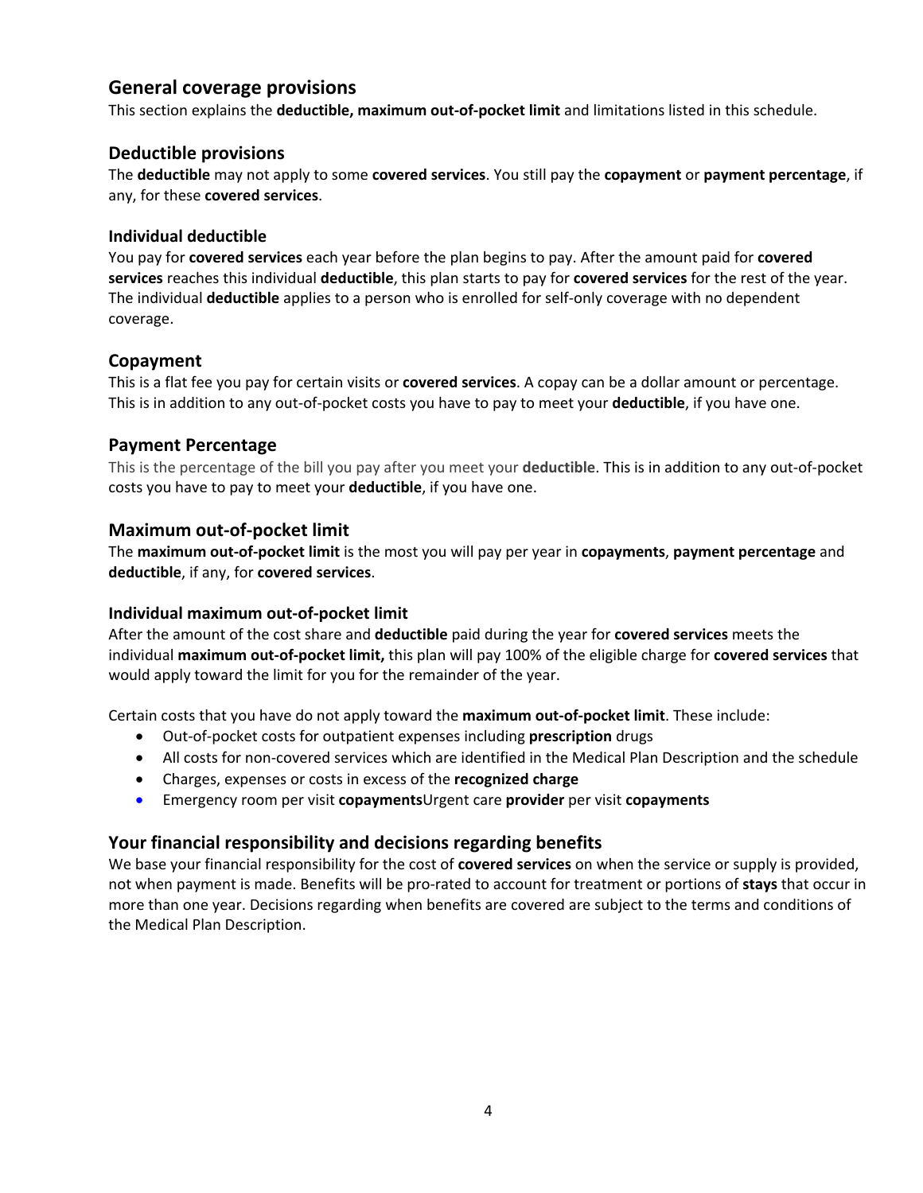## General coverage provisions

This section explains the **deductible, maximum out-of-pocket limit** and limitations listed in this schedule.

## Deductible provisions

The **deductible** may not apply to some **covered services**. You still pay the **copayment** or **payment percentage**, if any, for these **covered services**.

### Individual deductible

You pay for **covered services** each year before the plan begins to pay. After the amount paid for **covered services** reaches this individual **deductible**, this plan starts to pay for **covered services** for the rest of the year. The individual **deductible** applies to a person who is enrolled for self-only coverage with no dependent coverage.

## Copayment

This is a flat fee you pay for certain visits or **covered services**. A copay can be a dollar amount or percentage. This is in addition to any out-of-pocket costs you have to pay to meet your **deductible**, if you have one.

## Payment Percentage

This is the percentage of the bill you pay after you meet your **deductible**. This is in addition to any out-of-pocket costs you have to pay to meet your **deductible**, if you have one.

## Maximum out-of-pocket limit

The **maximum out-of-pocket limit** is the most you will pay per year in **copayments**, **payment percentage** and **deductible**, if any, for **covered services**.

### Individual maximum out-of-pocket limit

After the amount of the cost share and **deductible** paid during the year for **covered services** meets the individual **maximum out-of-pocket limit,** this plan will pay 100% of the eligible charge for **covered services** that would apply toward the limit for you for the remainder of the year.

Certain costs that you have do not apply toward the **maximum out-of-pocket limit**. These include:

- Out-of-pocket costs for outpatient expenses including **prescription** drugs
- All costs for non-covered services which are identified in the Medical Plan Description and the schedule
- Charges, expenses or costs in excess of the **recognized charge**
- Emergency room per visit **copayments**Urgent care **provider** per visit **copayments**

## Your financial responsibility and decisions regarding benefits

We base your financial responsibility for the cost of **covered services** on when the service or supply is provided, not when payment is made. Benefits will be pro-rated to account for treatment or portions of **stays** that occur in more than one year. Decisions regarding when benefits are covered are subject to the terms and conditions of the Medical Plan Description.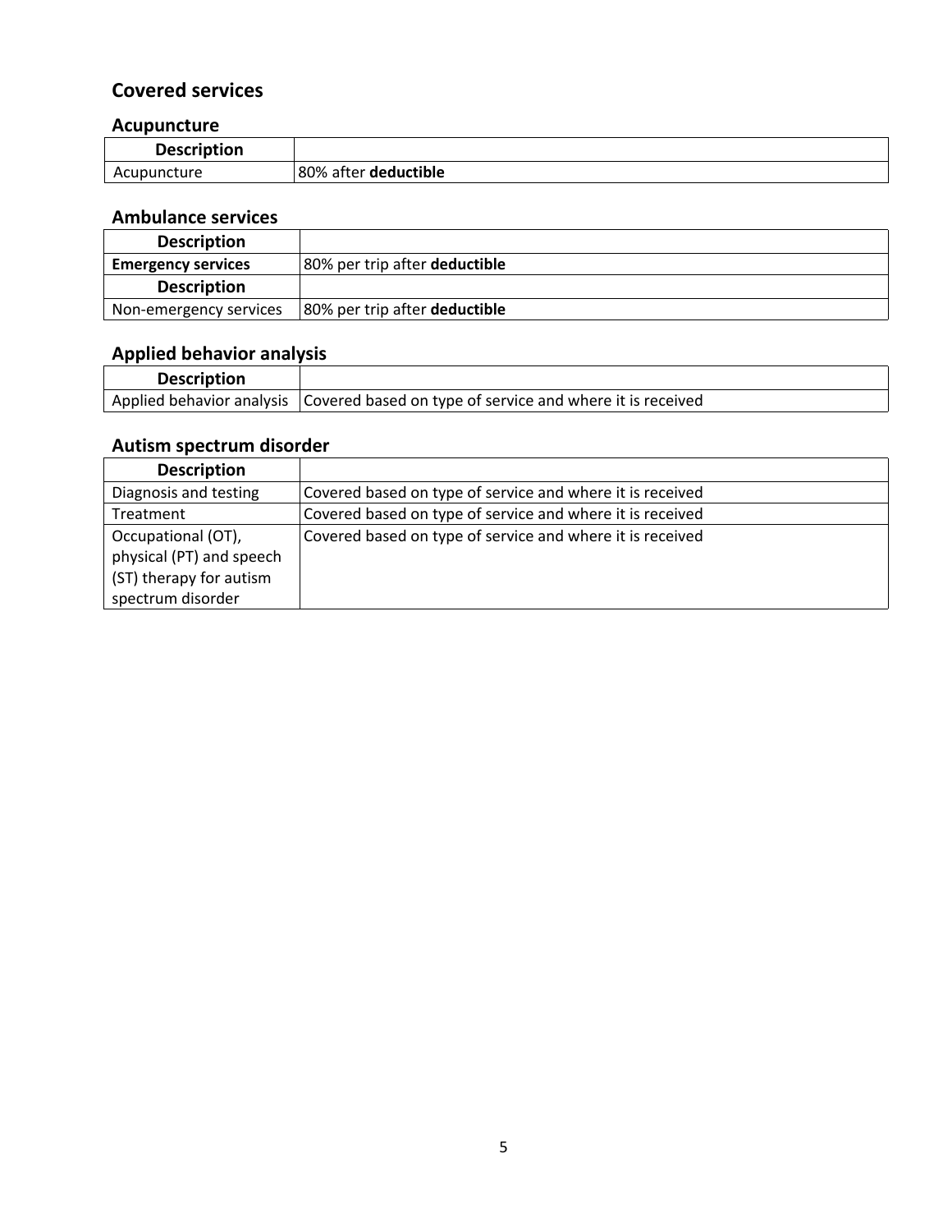## Covered services

### Acupuncture

| Description | |
|---|---|
| Acupuncture | 80% after **deductible** |

### Ambulance services

| Description | |
|---|---|
| **Emergency services** | 80% per trip after **deductible** |
| **Description** | |
| Non-emergency services | 80% per trip after **deductible** |

### Applied behavior analysis

| Description | |
|---|---|
| Applied behavior analysis | Covered based on type of service and where it is received |

### Autism spectrum disorder

| Description | |
|---|---|
| Diagnosis and testing | Covered based on type of service and where it is received |
| Treatment | Covered based on type of service and where it is received |
| Occupational (OT), physical (PT) and speech (ST) therapy for autism spectrum disorder | Covered based on type of service and where it is received |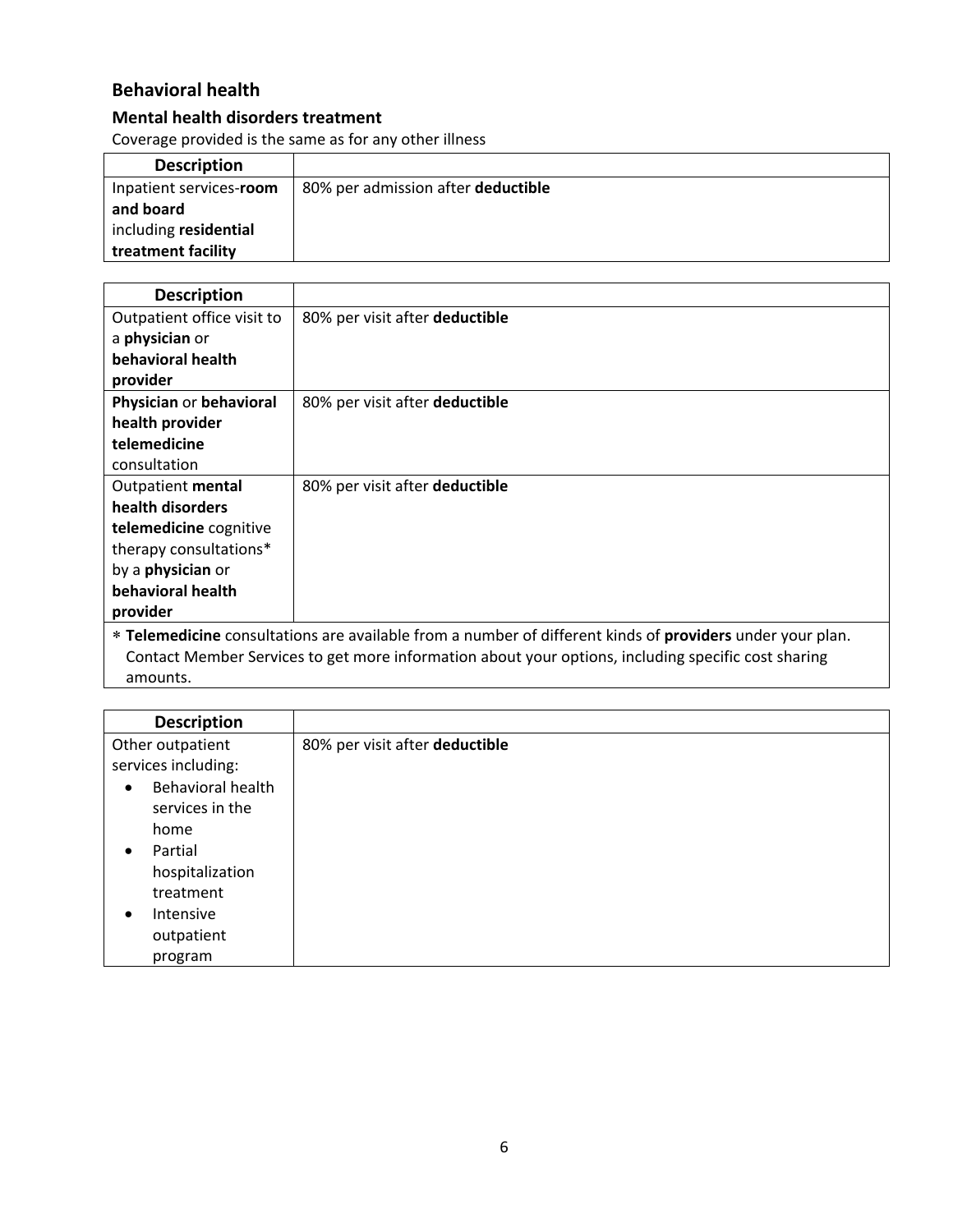## Behavioral health

### Mental health disorders treatment

Coverage provided is the same as for any other illness

| Description | |
|---|---|
| Inpatient services-**room and board** including **residential treatment facility** | 80% per admission after **deductible** |

| Description | |
|---|---|
| Outpatient office visit to a **physician** or **behavioral health provider** | 80% per visit after **deductible** |
| **Physician** or **behavioral health provider telemedicine** consultation | 80% per visit after **deductible** |
| Outpatient **mental health disorders telemedicine** cognitive therapy consultations* by a **physician** or **behavioral health provider** | 80% per visit after **deductible** |
| * **Telemedicine** consultations are available from a number of different kinds of **providers** under your plan. Contact Member Services to get more information about your options, including specific cost sharing amounts. | |

| Description | |
|---|---|
| Other outpatient services including:<br>• Behavioral health services in the home<br>• Partial hospitalization treatment<br>• Intensive outpatient program | 80% per visit after **deductible** |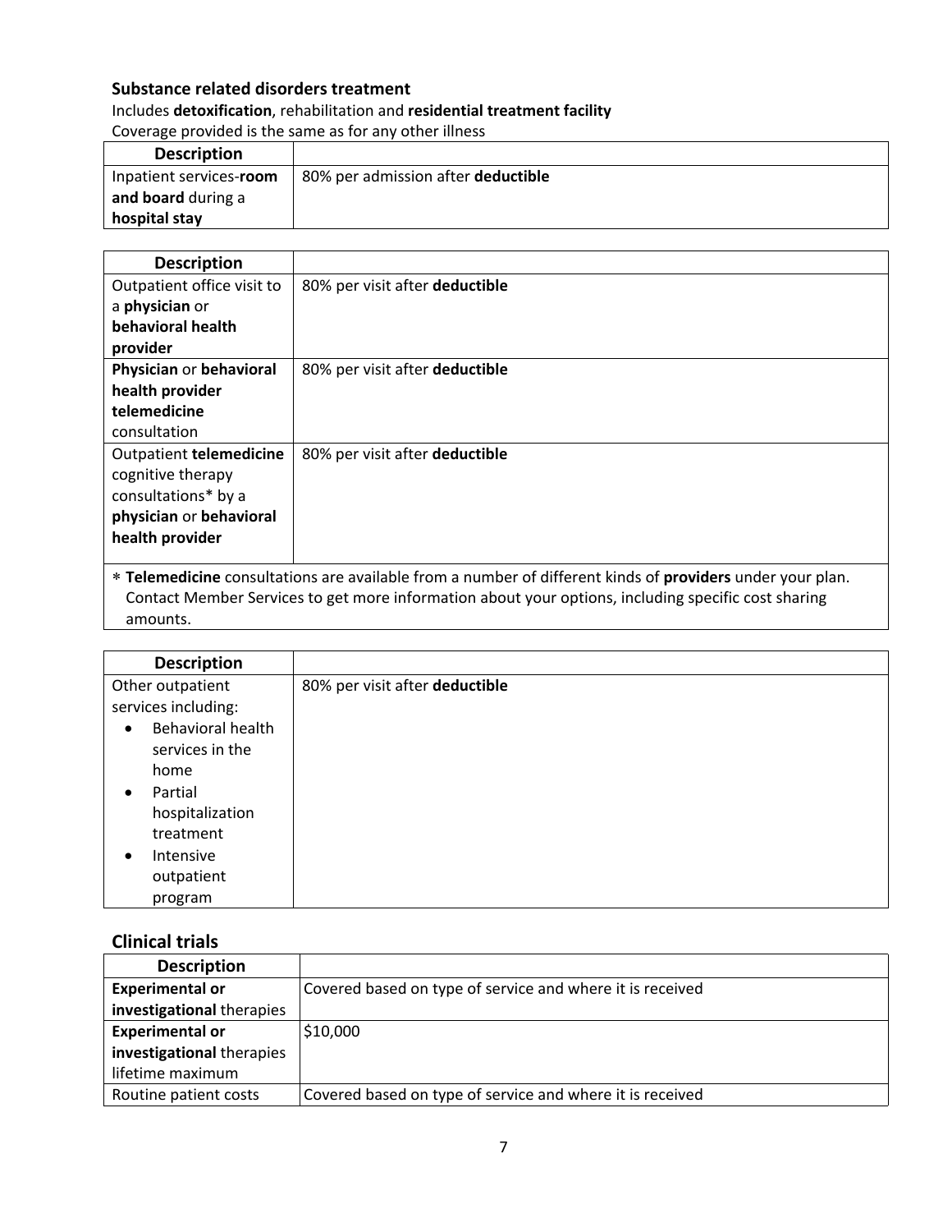### Substance related disorders treatment

Includes **detoxification**, rehabilitation and **residential treatment facility**

Coverage provided is the same as for any other illness

| Description | |
|---|---|
| Inpatient services-**room and board** during a **hospital stay** | 80% per admission after **deductible** |

| Description | |
|---|---|
| Outpatient office visit to a **physician** or **behavioral health provider** | 80% per visit after **deductible** |
| **Physician** or **behavioral health provider telemedicine** consultation | 80% per visit after **deductible** |
| Outpatient **telemedicine** cognitive therapy consultations* by a **physician** or **behavioral health provider** | 80% per visit after **deductible** |
| * **Telemedicine** consultations are available from a number of different kinds of **providers** under your plan. Contact Member Services to get more information about your options, including specific cost sharing amounts. | |

| Description | |
|---|---|
| Other outpatient services including:<br>• Behavioral health services in the home<br>• Partial hospitalization treatment<br>• Intensive outpatient program | 80% per visit after **deductible** |

### Clinical trials

| Description | |
|---|---|
| **Experimental or investigational** therapies | Covered based on type of service and where it is received |
| **Experimental or investigational** therapies lifetime maximum | $10,000 |
| Routine patient costs | Covered based on type of service and where it is received |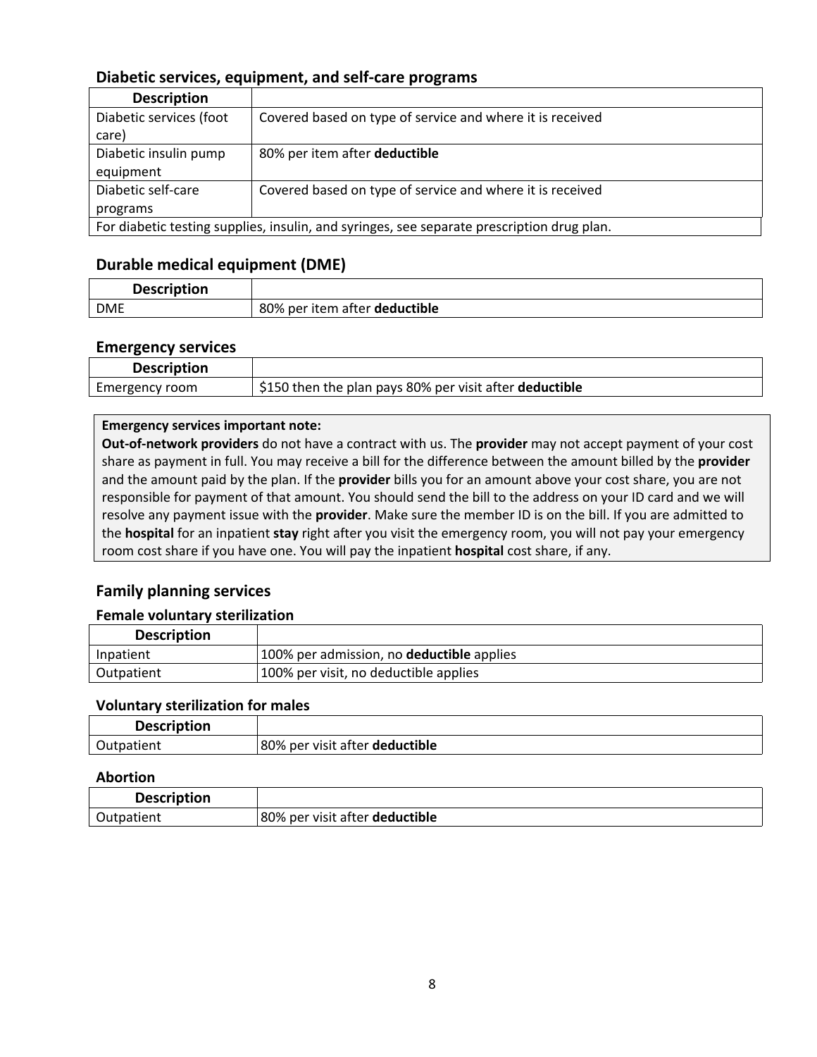## Diabetic services, equipment, and self-care programs

| Description | |
|---|---|
| Diabetic services (foot care) | Covered based on type of service and where it is received |
| Diabetic insulin pump equipment | 80% per item after **deductible** |
| Diabetic self-care programs | Covered based on type of service and where it is received |
| For diabetic testing supplies, insulin, and syringes, see separate prescription drug plan. | |

## Durable medical equipment (DME)

| Description | |
|---|---|
| DME | 80% per item after **deductible** |

## Emergency services

| Description | |
|---|---|
| Emergency room | $150 then the plan pays 80% per visit after **deductible** |

**Emergency services important note:**
**Out-of-network providers** do not have a contract with us. The **provider** may not accept payment of your cost share as payment in full. You may receive a bill for the difference between the amount billed by the **provider** and the amount paid by the plan. If the **provider** bills you for an amount above your cost share, you are not responsible for payment of that amount. You should send the bill to the address on your ID card and we will resolve any payment issue with the **provider**. Make sure the member ID is on the bill. If you are admitted to the **hospital** for an inpatient **stay** right after you visit the emergency room, you will not pay your emergency room cost share if you have one. You will pay the inpatient **hospital** cost share, if any.

## Family planning services

### Female voluntary sterilization

| Description | |
|---|---|
| Inpatient | 100% per admission, no **deductible** applies |
| Outpatient | 100% per visit, no deductible applies |

### Voluntary sterilization for males

| Description | |
|---|---|
| Outpatient | 80% per visit after **deductible** |

### Abortion

| Description | |
|---|---|
| Outpatient | 80% per visit after **deductible** |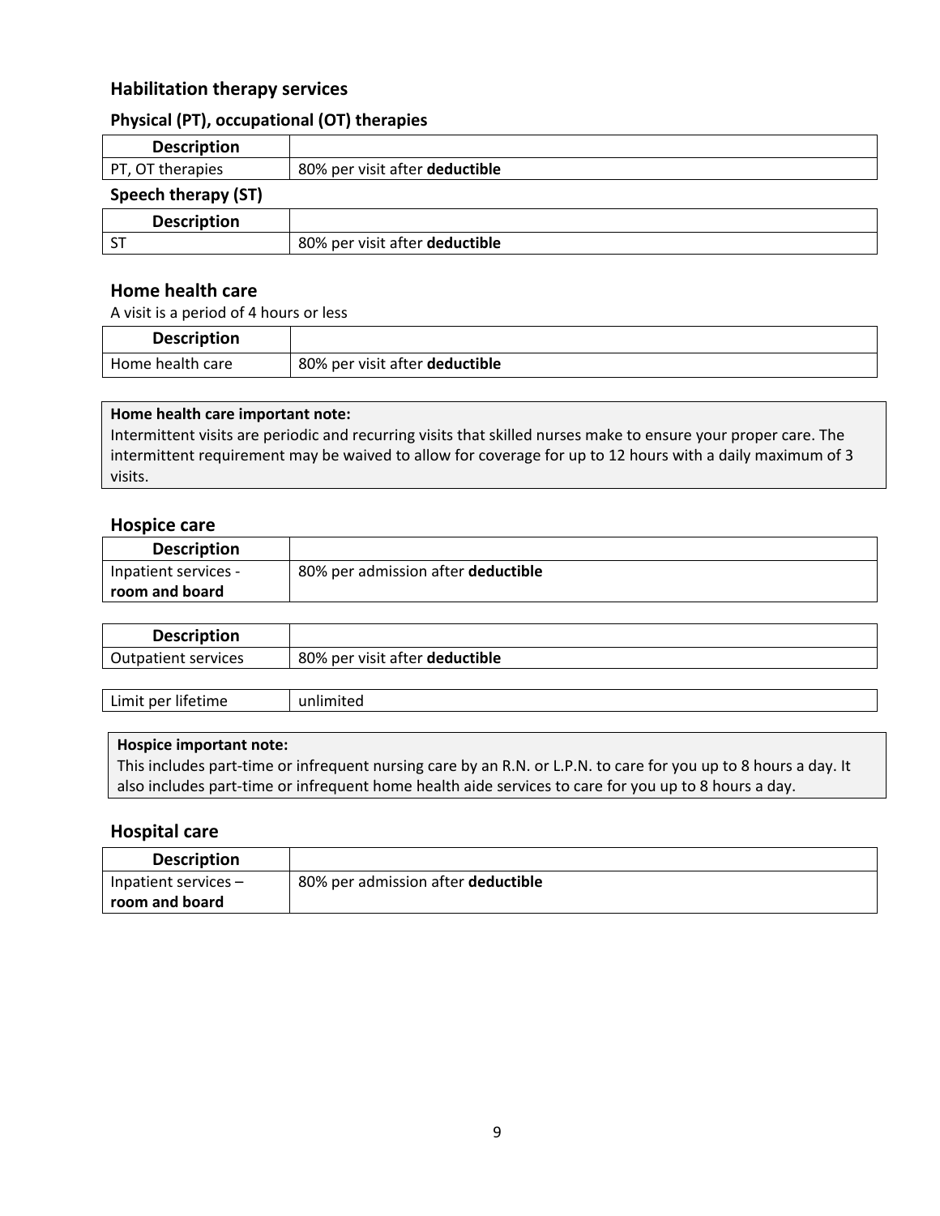## Habilitation therapy services

### Physical (PT), occupational (OT) therapies

| Description | |
|---|---|
| PT, OT therapies | 80% per visit after **deductible** |

### Speech therapy (ST)

| Description | |
|---|---|
| ST | 80% per visit after **deductible** |

## Home health care

A visit is a period of 4 hours or less

| Description | |
|---|---|
| Home health care | 80% per visit after **deductible** |

**Home health care important note:**
Intermittent visits are periodic and recurring visits that skilled nurses make to ensure your proper care. The intermittent requirement may be waived to allow for coverage for up to 12 hours with a daily maximum of 3 visits.

## Hospice care

| Description | |
|---|---|
| Inpatient services - **room and board** | 80% per admission after **deductible** |

| Description | |
|---|---|
| Outpatient services | 80% per visit after **deductible** |

| | |
|---|---|
| Limit per lifetime | unlimited |

**Hospice important note:**
This includes part-time or infrequent nursing care by an R.N. or L.P.N. to care for you up to 8 hours a day. It also includes part-time or infrequent home health aide services to care for you up to 8 hours a day.

## Hospital care

| Description | |
|---|---|
| Inpatient services – **room and board** | 80% per admission after **deductible** |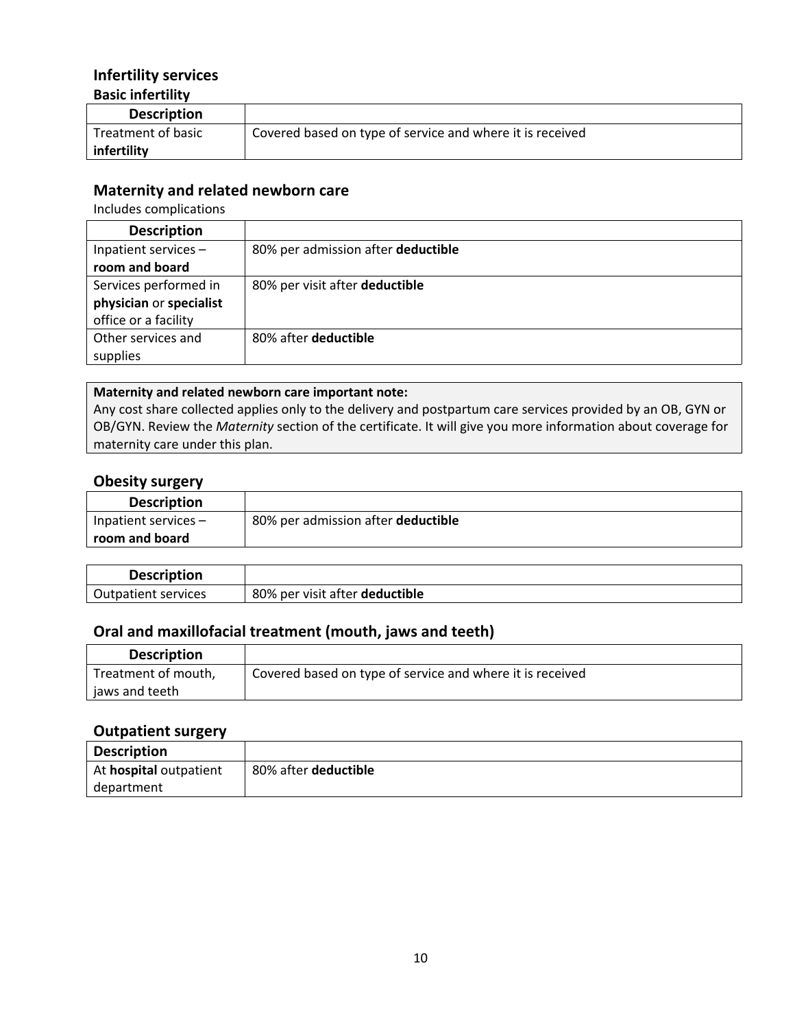## Infertility services

### Basic infertility

| Description | |
|---|---|
| Treatment of basic **infertility** | Covered based on type of service and where it is received |

## Maternity and related newborn care

Includes complications

| Description | |
|---|---|
| Inpatient services – **room and board** | 80% per admission after **deductible** |
| Services performed in **physician** or **specialist** office or a facility | 80% per visit after **deductible** |
| Other services and supplies | 80% after **deductible** |

**Maternity and related newborn care important note:**
Any cost share collected applies only to the delivery and postpartum care services provided by an OB, GYN or OB/GYN. Review the *Maternity* section of the certificate. It will give you more information about coverage for maternity care under this plan.

## Obesity surgery

| Description | |
|---|---|
| Inpatient services – **room and board** | 80% per admission after **deductible** |

| Description | |
|---|---|
| Outpatient services | 80% per visit after **deductible** |

## Oral and maxillofacial treatment (mouth, jaws and teeth)

| Description | |
|---|---|
| Treatment of mouth, jaws and teeth | Covered based on type of service and where it is received |

## Outpatient surgery

| Description | |
|---|---|
| At **hospital** outpatient department | 80% after **deductible** |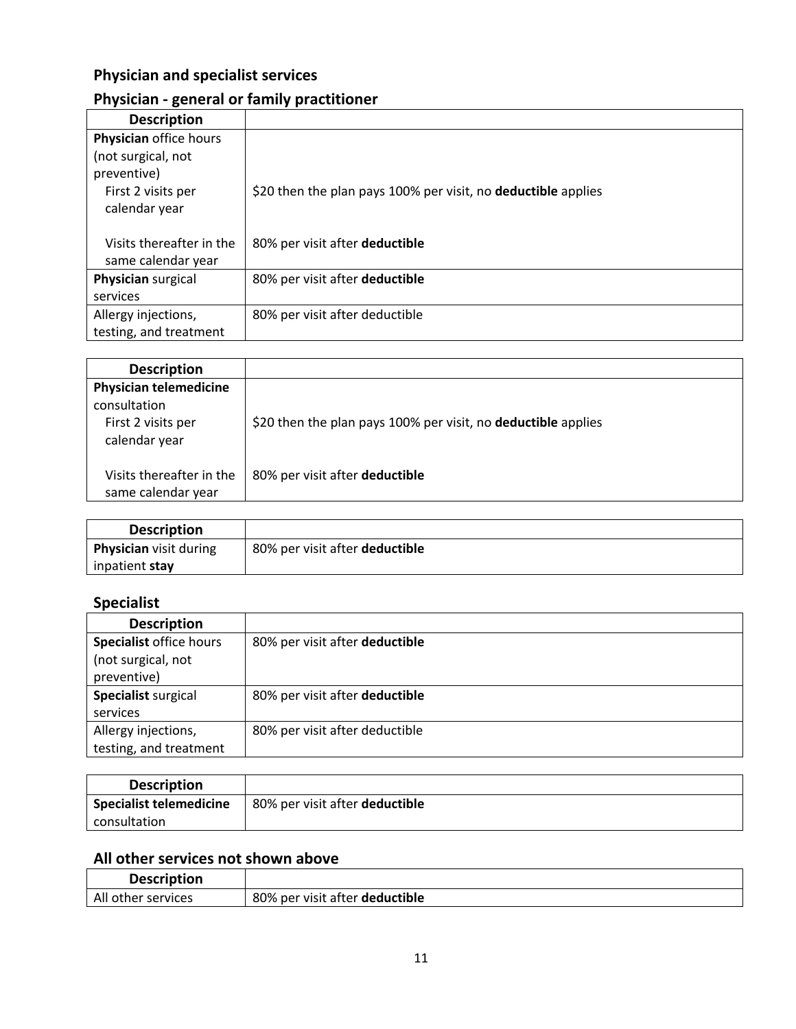## Physician and specialist services

### Physician - general or family practitioner

| Description | |
|---|---|
| **Physician** office hours (not surgical, not preventive) First 2 visits per calendar year | $20 then the plan pays 100% per visit, no **deductible** applies |
| Visits thereafter in the same calendar year | 80% per visit after **deductible** |
| **Physician** surgical services | 80% per visit after **deductible** |
| Allergy injections, testing, and treatment | 80% per visit after deductible |

| Description | |
|---|---|
| **Physician telemedicine** consultation First 2 visits per calendar year | $20 then the plan pays 100% per visit, no **deductible** applies |
| Visits thereafter in the same calendar year | 80% per visit after **deductible** |

| Description | |
|---|---|
| **Physician** visit during inpatient **stay** | 80% per visit after **deductible** |

### Specialist

| Description | |
|---|---|
| **Specialist** office hours (not surgical, not preventive) | 80% per visit after **deductible** |
| **Specialist** surgical services | 80% per visit after **deductible** |
| Allergy injections, testing, and treatment | 80% per visit after deductible |

| Description | |
|---|---|
| **Specialist telemedicine** consultation | 80% per visit after **deductible** |

### All other services not shown above

| Description | |
|---|---|
| All other services | 80% per visit after **deductible** |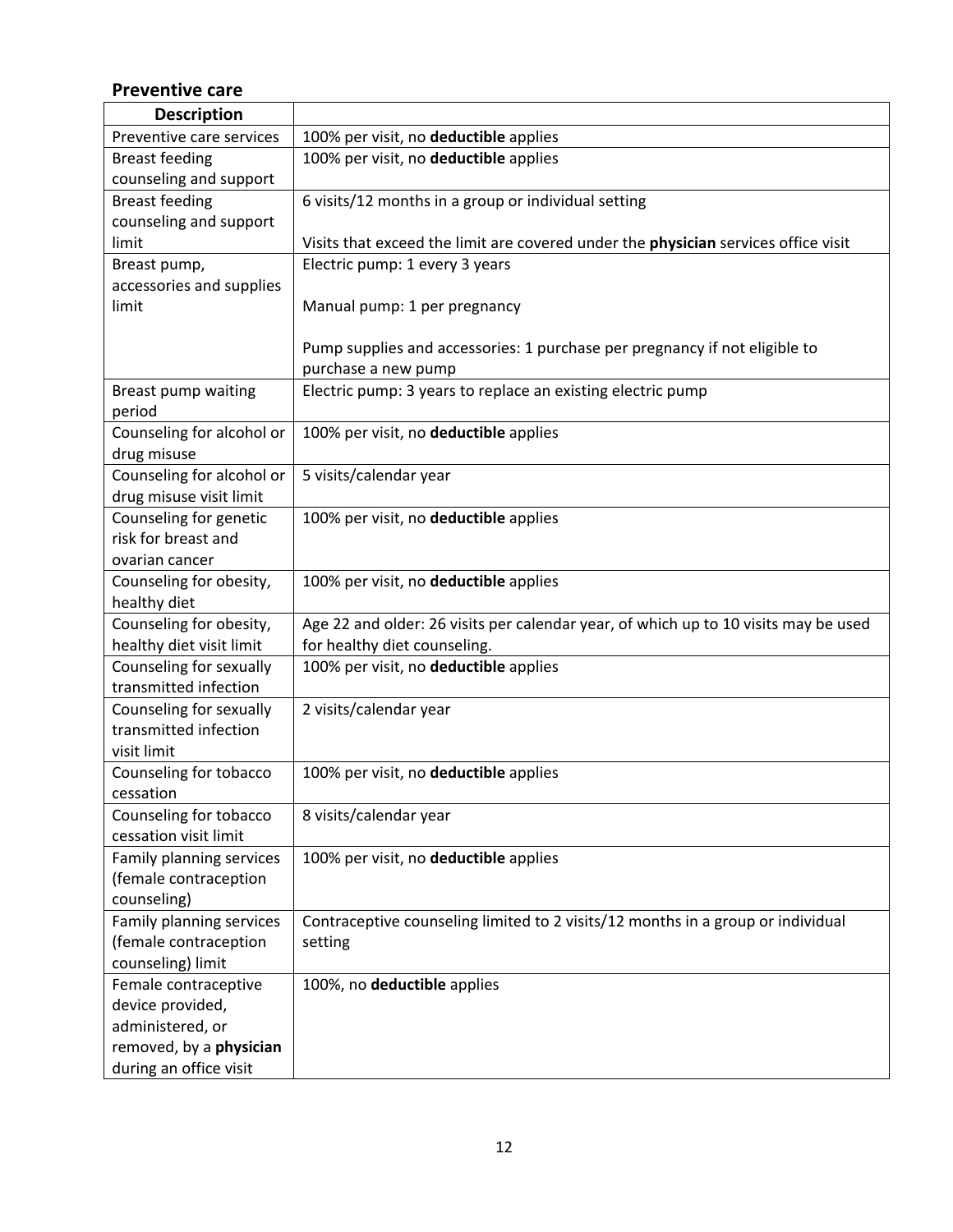## Preventive care

| Description | |
|---|---|
| Preventive care services | 100% per visit, no **deductible** applies |
| Breast feeding counseling and support | 100% per visit, no **deductible** applies |
| Breast feeding counseling and support limit | 6 visits/12 months in a group or individual setting<br><br>Visits that exceed the limit are covered under the **physician** services office visit |
| Breast pump, accessories and supplies limit | Electric pump: 1 every 3 years<br><br>Manual pump: 1 per pregnancy<br><br>Pump supplies and accessories: 1 purchase per pregnancy if not eligible to purchase a new pump |
| Breast pump waiting period | Electric pump: 3 years to replace an existing electric pump |
| Counseling for alcohol or drug misuse | 100% per visit, no **deductible** applies |
| Counseling for alcohol or drug misuse visit limit | 5 visits/calendar year |
| Counseling for genetic risk for breast and ovarian cancer | 100% per visit, no **deductible** applies |
| Counseling for obesity, healthy diet | 100% per visit, no **deductible** applies |
| Counseling for obesity, healthy diet visit limit | Age 22 and older: 26 visits per calendar year, of which up to 10 visits may be used for healthy diet counseling. |
| Counseling for sexually transmitted infection | 100% per visit, no **deductible** applies |
| Counseling for sexually transmitted infection visit limit | 2 visits/calendar year |
| Counseling for tobacco cessation | 100% per visit, no **deductible** applies |
| Counseling for tobacco cessation visit limit | 8 visits/calendar year |
| Family planning services (female contraception counseling) | 100% per visit, no **deductible** applies |
| Family planning services (female contraception counseling) limit | Contraceptive counseling limited to 2 visits/12 months in a group or individual setting |
| Female contraceptive device provided, administered, or removed, by a **physician** during an office visit | 100%, no **deductible** applies |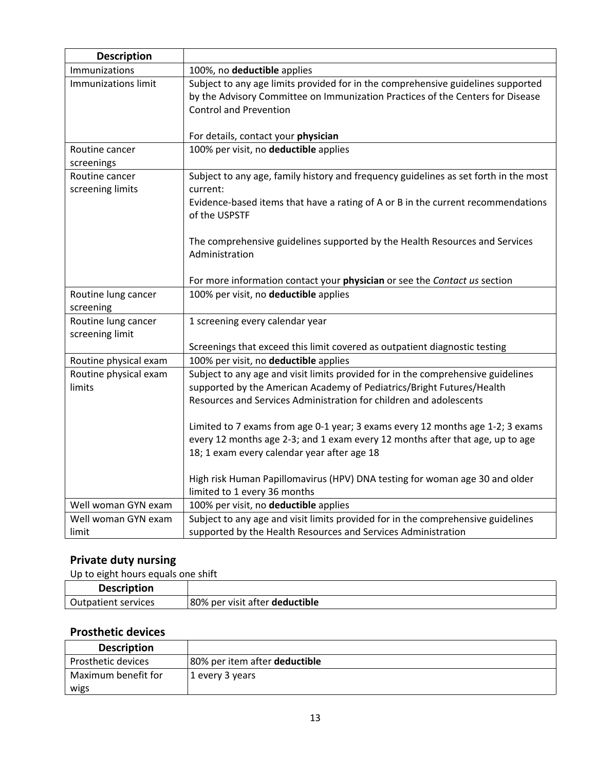| Description | |
|---|---|
| Immunizations | 100%, no **deductible** applies |
| Immunizations limit | Subject to any age limits provided for in the comprehensive guidelines supported by the Advisory Committee on Immunization Practices of the Centers for Disease Control and Prevention<br><br>For details, contact your **physician** |
| Routine cancer screenings | 100% per visit, no **deductible** applies |
| Routine cancer screening limits | Subject to any age, family history and frequency guidelines as set forth in the most current:<br>Evidence-based items that have a rating of A or B in the current recommendations of the USPSTF<br><br>The comprehensive guidelines supported by the Health Resources and Services Administration<br><br>For more information contact your **physician** or see the *Contact us* section |
| Routine lung cancer screening | 100% per visit, no **deductible** applies |
| Routine lung cancer screening limit | 1 screening every calendar year<br><br>Screenings that exceed this limit covered as outpatient diagnostic testing |
| Routine physical exam | 100% per visit, no **deductible** applies |
| Routine physical exam limits | Subject to any age and visit limits provided for in the comprehensive guidelines supported by the American Academy of Pediatrics/Bright Futures/Health Resources and Services Administration for children and adolescents<br><br>Limited to 7 exams from age 0-1 year; 3 exams every 12 months age 1-2; 3 exams every 12 months age 2-3; and 1 exam every 12 months after that age, up to age 18; 1 exam every calendar year after age 18<br><br>High risk Human Papillomavirus (HPV) DNA testing for woman age 30 and older limited to 1 every 36 months |
| Well woman GYN exam | 100% per visit, no **deductible** applies |
| Well woman GYN exam limit | Subject to any age and visit limits provided for in the comprehensive guidelines supported by the Health Resources and Services Administration |

## Private duty nursing

Up to eight hours equals one shift

| Description | |
|---|---|
| Outpatient services | 80% per visit after **deductible** |

## Prosthetic devices

| Description | |
|---|---|
| Prosthetic devices | 80% per item after **deductible** |
| Maximum benefit for wigs | 1 every 3 years |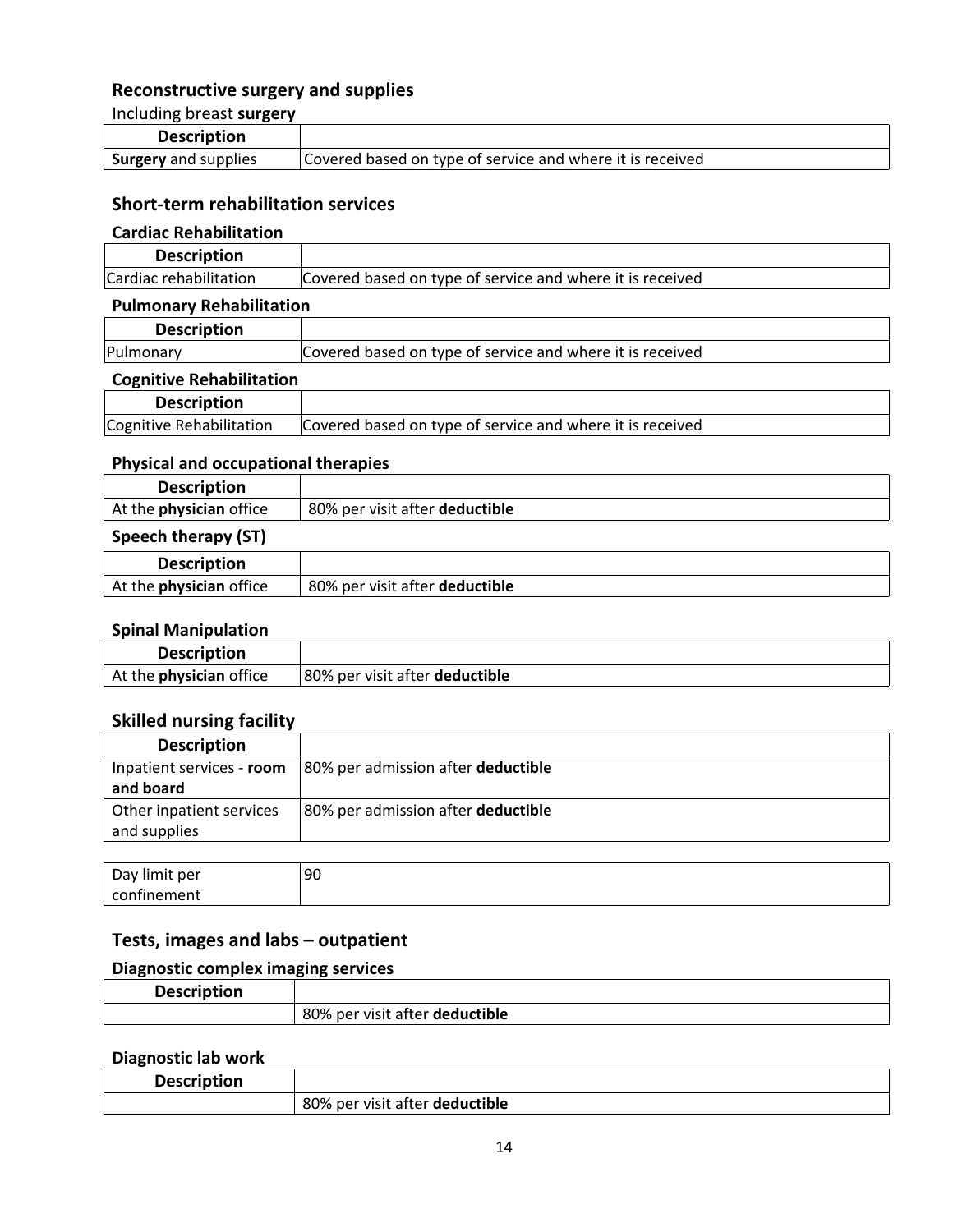## Reconstructive surgery and supplies

Including breast **surgery**

| Description | |
|---|---|
| **Surgery** and supplies | Covered based on type of service and where it is received |

## Short-term rehabilitation services

### Cardiac Rehabilitation

| Description | |
|---|---|
| Cardiac rehabilitation | Covered based on type of service and where it is received |

### Pulmonary Rehabilitation

| Description | |
|---|---|
| Pulmonary | Covered based on type of service and where it is received |

### Cognitive Rehabilitation

| Description | |
|---|---|
| Cognitive Rehabilitation | Covered based on type of service and where it is received |

### Physical and occupational therapies

| Description | |
|---|---|
| At the **physician** office | 80% per visit after **deductible** |

### Speech therapy (ST)

| Description | |
|---|---|
| At the **physician** office | 80% per visit after **deductible** |

### Spinal Manipulation

| Description | |
|---|---|
| At the **physician** office | 80% per visit after **deductible** |

## Skilled nursing facility

| Description | |
|---|---|
| Inpatient services - **room and board** | 80% per admission after **deductible** |
| Other inpatient services and supplies | 80% per admission after **deductible** |

| | |
|---|---|
| Day limit per confinement | 90 |

## Tests, images and labs – outpatient

### Diagnostic complex imaging services

| Description | |
|---|---|
| | 80% per visit after **deductible** |

### Diagnostic lab work

| Description | |
|---|---|
| | 80% per visit after **deductible** |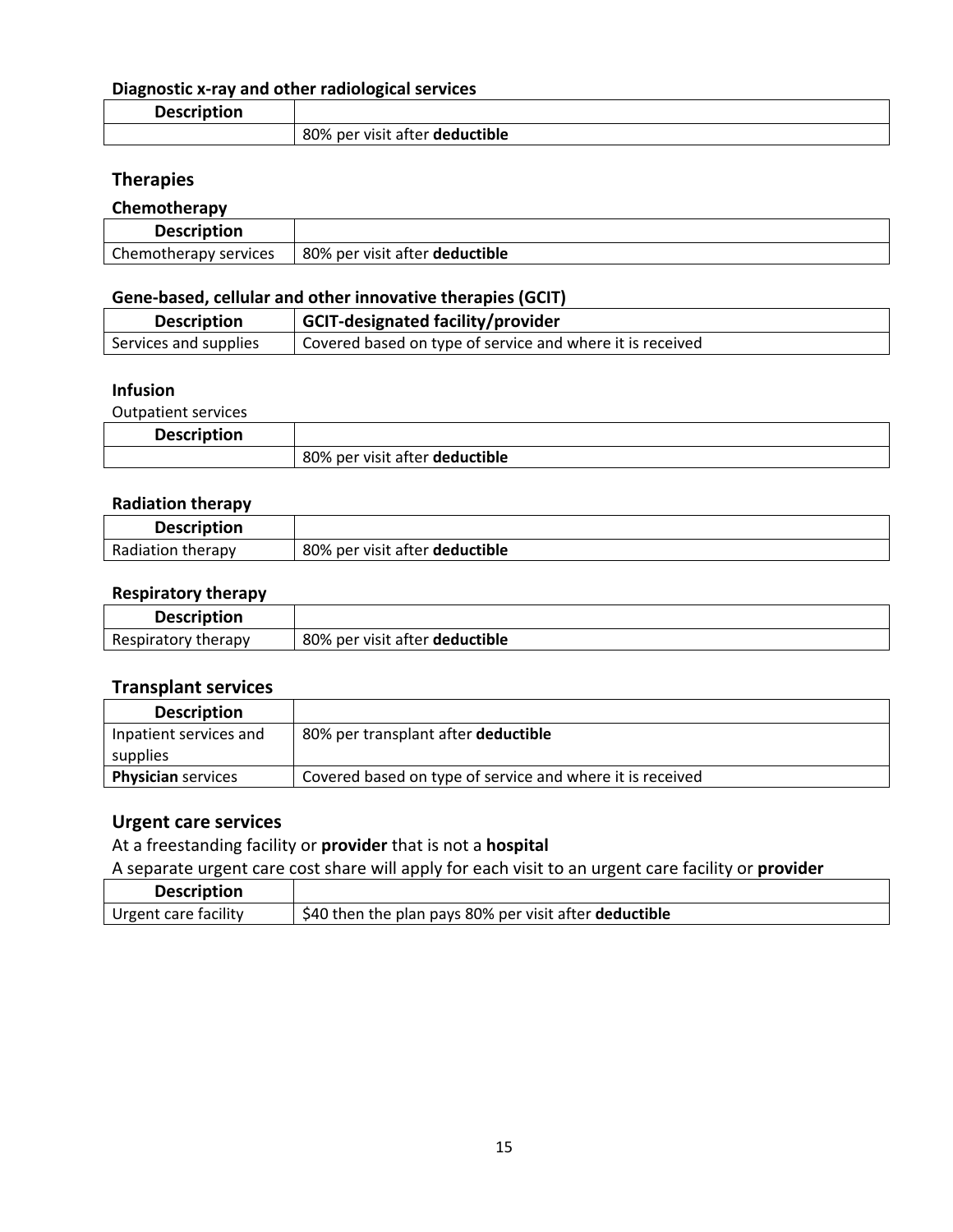### Diagnostic x-ray and other radiological services

| Description | |
|---|---|
| | 80% per visit after **deductible** |

## Therapies

### Chemotherapy

| Description | |
|---|---|
| Chemotherapy services | 80% per visit after **deductible** |

### Gene-based, cellular and other innovative therapies (GCIT)

| Description | GCIT-designated facility/provider |
|---|---|
| Services and supplies | Covered based on type of service and where it is received |

### Infusion

Outpatient services

| Description | |
|---|---|
| | 80% per visit after **deductible** |

### Radiation therapy

| Description | |
|---|---|
| Radiation therapy | 80% per visit after **deductible** |

### Respiratory therapy

| Description | |
|---|---|
| Respiratory therapy | 80% per visit after **deductible** |

## Transplant services

| Description | |
|---|---|
| Inpatient services and supplies | 80% per transplant after **deductible** |
| **Physician** services | Covered based on type of service and where it is received |

## Urgent care services

At a freestanding facility or **provider** that is not a **hospital**

A separate urgent care cost share will apply for each visit to an urgent care facility or **provider**

| Description | |
|---|---|
| Urgent care facility | $40 then the plan pays 80% per visit after **deductible** |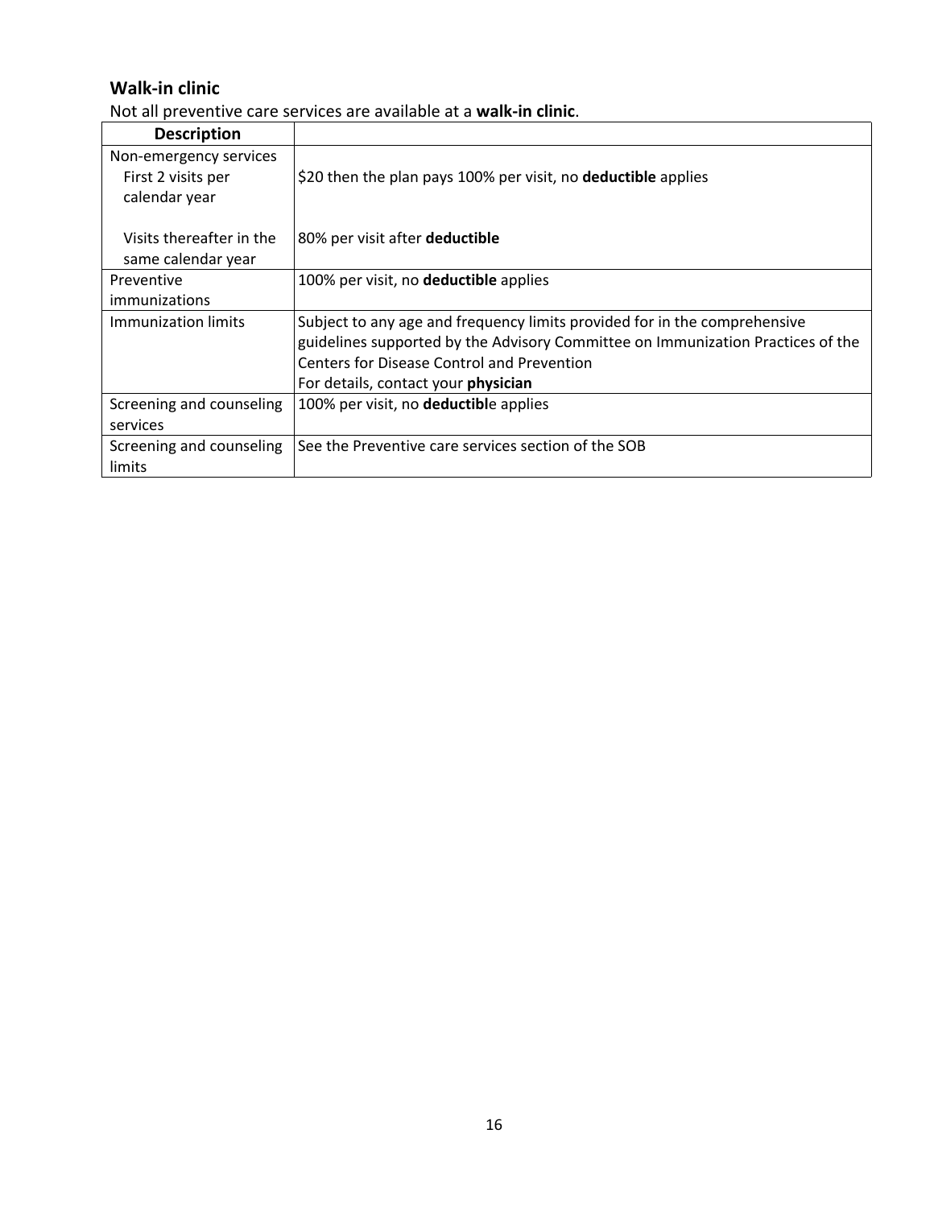## Walk-in clinic

Not all preventive care services are available at a **walk-in clinic**.

| Description | |
|---|---|
| Non-emergency services<br>First 2 visits per calendar year | \$20 then the plan pays 100% per visit, no **deductible** applies |
| Visits thereafter in the same calendar year | 80% per visit after **deductible** |
| Preventive immunizations | 100% per visit, no **deductible** applies |
| Immunization limits | Subject to any age and frequency limits provided for in the comprehensive guidelines supported by the Advisory Committee on Immunization Practices of the Centers for Disease Control and Prevention<br>For details, contact your **physician** |
| Screening and counseling services | 100% per visit, no **deductible** applies |
| Screening and counseling limits | See the Preventive care services section of the SOB |